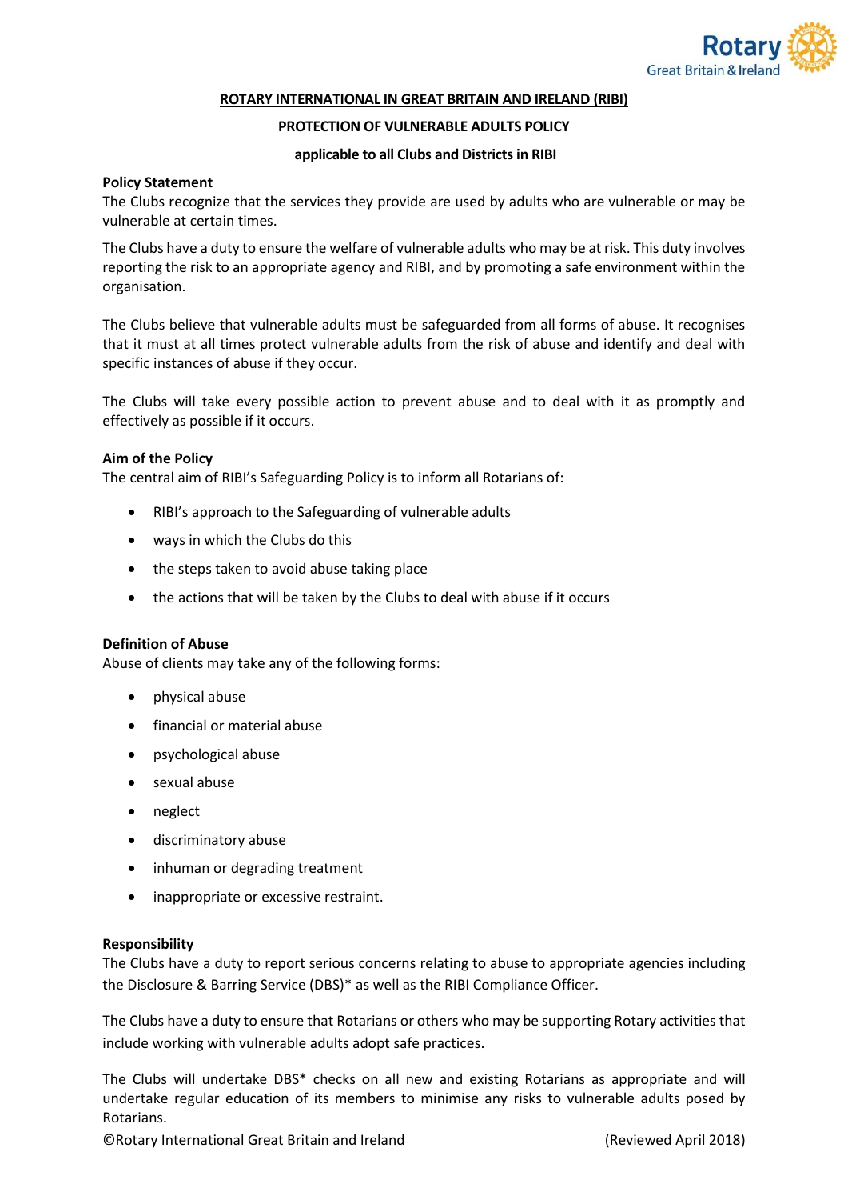# ROTARY INTERNATIONAL IN GREAT BRITAIN AND IRELAND (RIBI)

## PROTECTION OF VULNERABLE ADULTS POLICY

**applicable to all Clubs and Districts in RIBI**

### Policy Statement

The Clubs recognize that the services they provide are used by adults who are vulnerable or may be vulnerable at certain times.

The Clubs have a duty to ensure the welfare of vulnerable adults who may be at risk. This duty involves reporting the risk to an appropriate agency and RIBI, and by promoting a safe environment within the organisation.

The Clubs believe that vulnerable adults must be safeguarded from all forms of abuse. It recognises that it must at all times protect vulnerable adults from the risk of abuse and identify and deal with specific instances of abuse if they occur.

The Clubs will take every possible action to prevent abuse and to deal with it as promptly and effectively as possible if it occurs.

### Aim of the Policy

The central aim of RIBI's Safeguarding Policy is to inform all Rotarians of:

- RIBI's approach to the Safeguarding of vulnerable adults
- ways in which the Clubs do this
- the steps taken to avoid abuse taking place
- the actions that will be taken by the Clubs to deal with abuse if it occurs

### Definition of Abuse

Abuse of clients may take any of the following forms:

- physical abuse
- financial or material abuse
- psychological abuse
- sexual abuse
- neglect
- discriminatory abuse
- inhuman or degrading treatment
- inappropriate or excessive restraint.

### Responsibility

The Clubs have a duty to report serious concerns relating to abuse to appropriate agencies including the Disclosure & Barring Service (DBS)* as well as the RIBI Compliance Officer.

The Clubs have a duty to ensure that Rotarians or others who may be supporting Rotary activities that include working with vulnerable adults adopt safe practices.

The Clubs will undertake DBS* checks on all new and existing Rotarians as appropriate and will undertake regular education of its members to minimise any risks to vulnerable adults posed by Rotarians.

©Rotary International Great Britain and Ireland (Reviewed April 2018)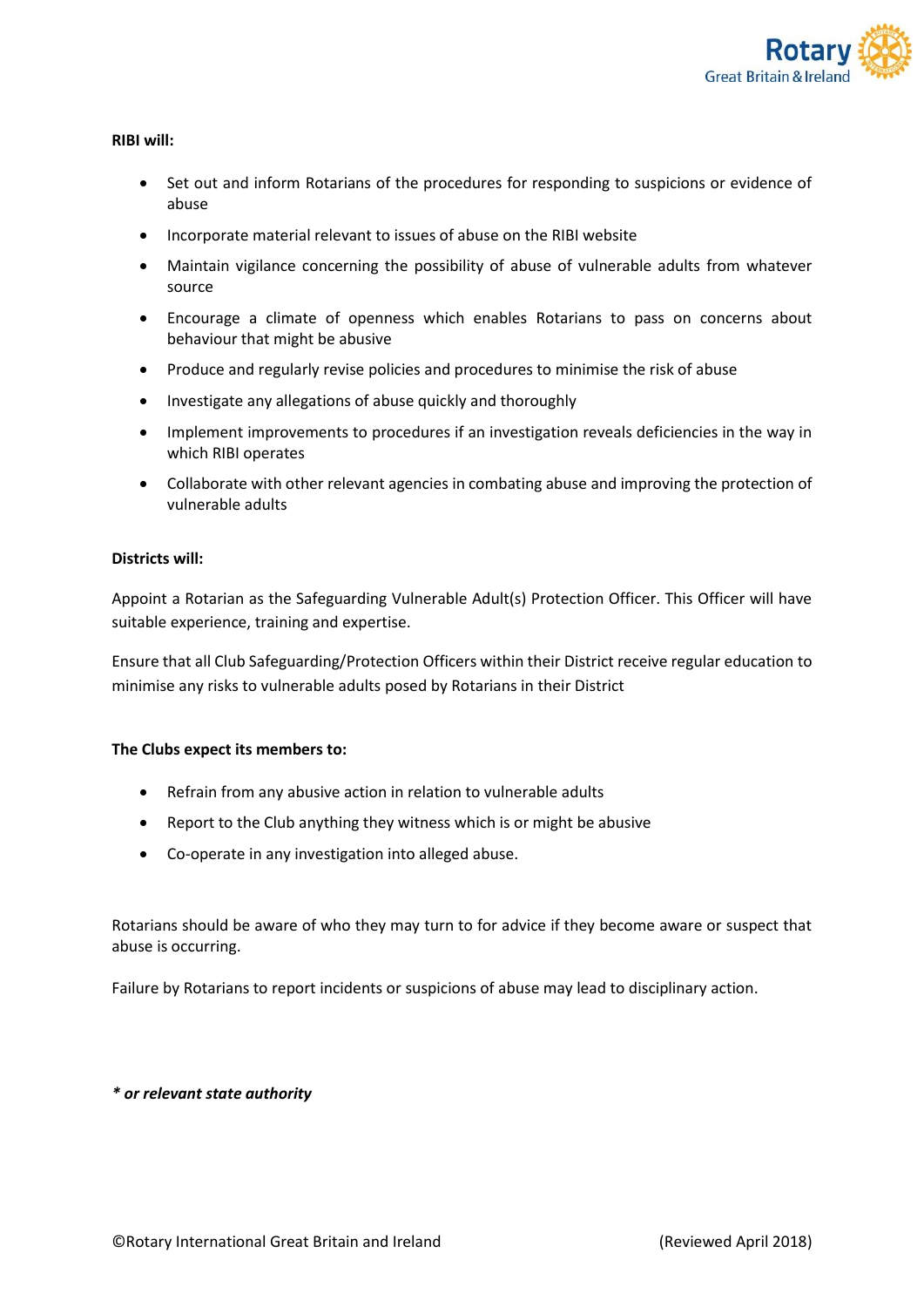**RIBI will:**

- Set out and inform Rotarians of the procedures for responding to suspicions or evidence of abuse
- Incorporate material relevant to issues of abuse on the RIBI website
- Maintain vigilance concerning the possibility of abuse of vulnerable adults from whatever source
- Encourage a climate of openness which enables Rotarians to pass on concerns about behaviour that might be abusive
- Produce and regularly revise policies and procedures to minimise the risk of abuse
- Investigate any allegations of abuse quickly and thoroughly
- Implement improvements to procedures if an investigation reveals deficiencies in the way in which RIBI operates
- Collaborate with other relevant agencies in combating abuse and improving the protection of vulnerable adults

**Districts will:**

Appoint a Rotarian as the Safeguarding Vulnerable Adult(s) Protection Officer. This Officer will have suitable experience, training and expertise.

Ensure that all Club Safeguarding/Protection Officers within their District receive regular education to minimise any risks to vulnerable adults posed by Rotarians in their District

**The Clubs expect its members to:**

- Refrain from any abusive action in relation to vulnerable adults
- Report to the Club anything they witness which is or might be abusive
- Co-operate in any investigation into alleged abuse.

Rotarians should be aware of who they may turn to for advice if they become aware or suspect that abuse is occurring.

Failure by Rotarians to report incidents or suspicions of abuse may lead to disciplinary action.

***\* or relevant state authority***

©Rotary International Great Britain and Ireland (Reviewed April 2018)